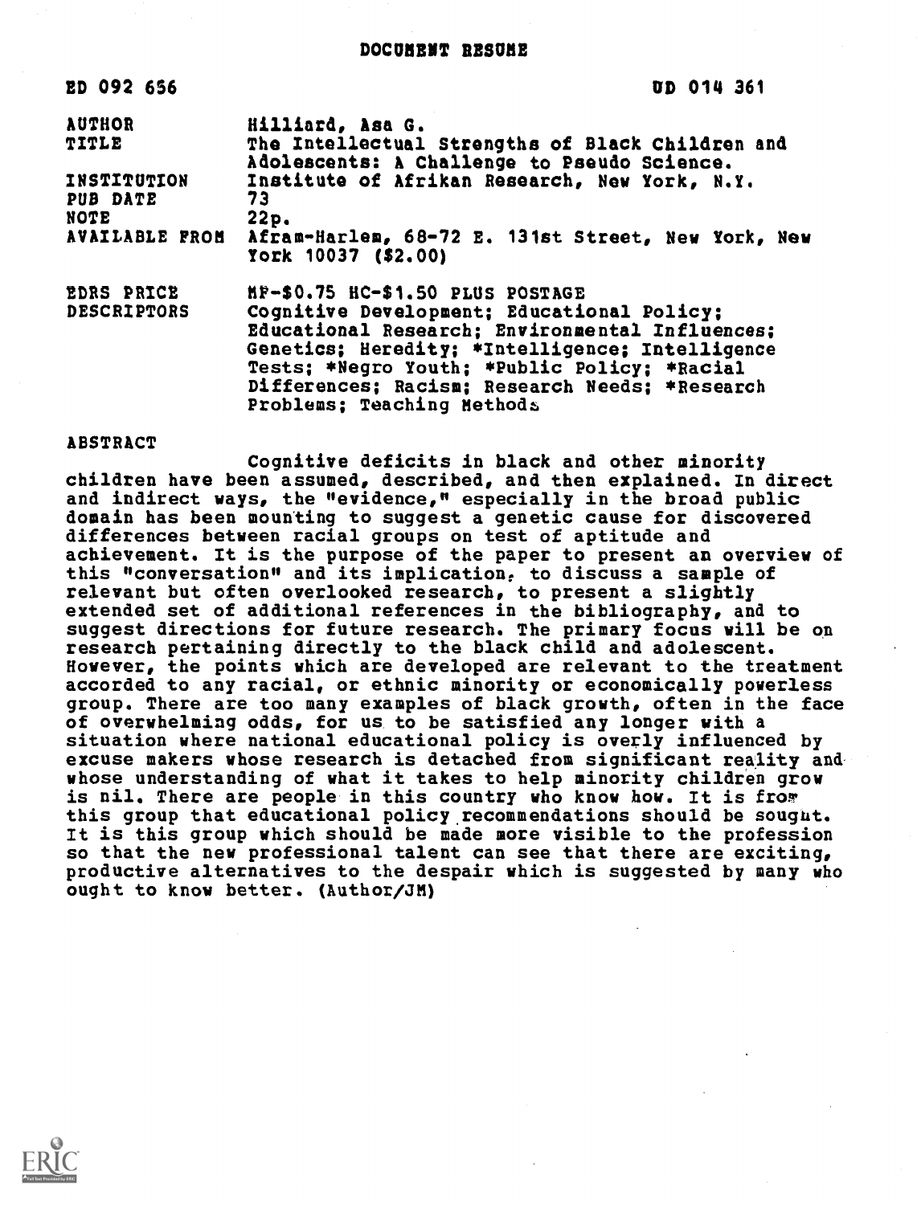# DOCUMENT RESUME

ED 092 656 UD 014 361

| | |
|---|---|
| AUTHOR | Hilliard, Asa G. |
| TITLE | The Intellectual Strengths of Black Children and Adolescents: A Challenge to Pseudo Science. |
| INSTITUTION | Institute of Afrikan Research, New York, N.Y. |
| PUB DATE | 73 |
| NOTE | 22p. |
| AVAILABLE FROM | Afram-Harlem, 68-72 E. 131st Street, New York, New York 10037 ($2.00) |
| EDRS PRICE | MF-$0.75 HC-$1.50 PLUS POSTAGE |
| DESCRIPTORS | Cognitive Development; Educational Policy; Educational Research; Environmental Influences; Genetics; Heredity; *Intelligence; Intelligence Tests; *Negro Youth; *Public Policy; *Racial Differences; Racism; Research Needs; *Research Problems; Teaching Methods |

## ABSTRACT

Cognitive deficits in black and other minority children have been assumed, described, and then explained. In direct and indirect ways, the "evidence," especially in the broad public domain has been mounting to suggest a genetic cause for discovered differences between racial groups on test of aptitude and achievement. It is the purpose of the paper to present an overview of this "conversation" and its implication, to discuss a sample of relevant but often overlooked research, to present a slightly extended set of additional references in the bibliography, and to suggest directions for future research. The primary focus will be on research pertaining directly to the black child and adolescent. However, the points which are developed are relevant to the treatment accorded to any racial, or ethnic minority or economically powerless group. There are too many examples of black growth, often in the face of overwhelming odds, for us to be satisfied any longer with a situation where national educational policy is overly influenced by excuse makers whose research is detached from significant reality and whose understanding of what it takes to help minority children grow is nil. There are people in this country who know how. It is from this group that educational policy recommendations should be sought. It is this group which should be made more visible to the profession so that the new professional talent can see that there are exciting, productive alternatives to the despair which is suggested by many who ought to know better. (Author/JM)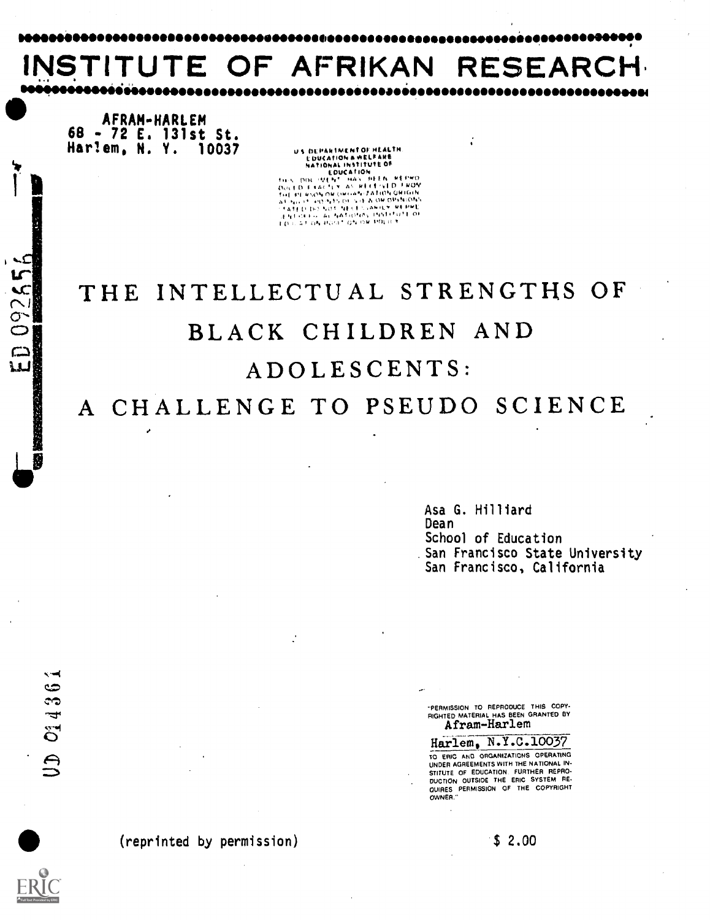# INSTITUTE OF AFRIKAN RESEARCH

**AFRAM-HARLEM**
68 - 72 E. 131st St.
Harlem, N. Y. 10037

U.S. DEPARTMENT OF HEALTH EDUCATION & WELFARE NATIONAL INSTITUTE OF EDUCATION
THIS DOCUMENT HAS BEEN REPRODUCED EXACTLY AS RECEIVED FROM THE PERSON OR ORGANIZATION ORIGINATING IT. POINTS OF VIEW OR OPINIONS STATED DO NOT NECESSARILY REPRESENT OFFICIAL NATIONAL INSTITUTE OF EDUCATION POSITION OR POLICY

ED 092556

# THE INTELLECTUAL STRENGTHS OF BLACK CHILDREN AND ADOLESCENTS: A CHALLENGE TO PSEUDO SCIENCE

Asa G. Hilliard
Dean
School of Education
San Francisco State University
San Francisco, California

UD 014361

"PERMISSION TO REPRODUCE THIS COPYRIGHTED MATERIAL HAS BEEN GRANTED BY
Afram-Harlem
Harlem, N.Y.C.10037
TO ERIC AND ORGANIZATIONS OPERATING UNDER AGREEMENTS WITH THE NATIONAL INSTITUTE OF EDUCATION. FURTHER REPRODUCTION OUTSIDE THE ERIC SYSTEM REQUIRES PERMISSION OF THE COPYRIGHT OWNER."

(reprinted by permission)

$ 2.00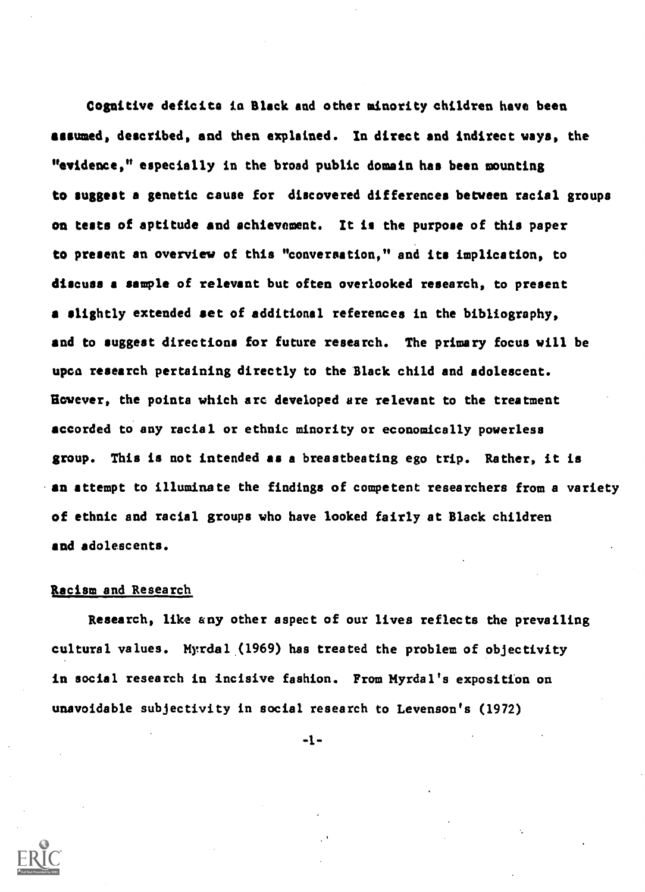Cognitive deficits in Black and other minority children have been assumed, described, and then explained. In direct and indirect ways, the "evidence," especially in the broad public domain has been mounting to suggest a genetic cause for discovered differences between racial groups on tests of aptitude and achievement. It is the purpose of this paper to present an overview of this "conversation," and its implication, to discuss a sample of relevant but often overlooked research, to present a slightly extended set of additional references in the bibliography, and to suggest directions for future research. The primary focus will be upon research pertaining directly to the Black child and adolescent. However, the points which are developed are relevant to the treatment accorded to any racial or ethnic minority or economically powerless group. This is not intended as a breastbeating ego trip. Rather, it is an attempt to illuminate the findings of competent researchers from a variety of ethnic and racial groups who have looked fairly at Black children and adolescents.

## Racism and Research

Research, like any other aspect of our lives reflects the prevailing cultural values. Myrdal (1969) has treated the problem of objectivity in social research in incisive fashion. From Myrdal's exposition on unavoidable subjectivity in social research to Levenson's (1972)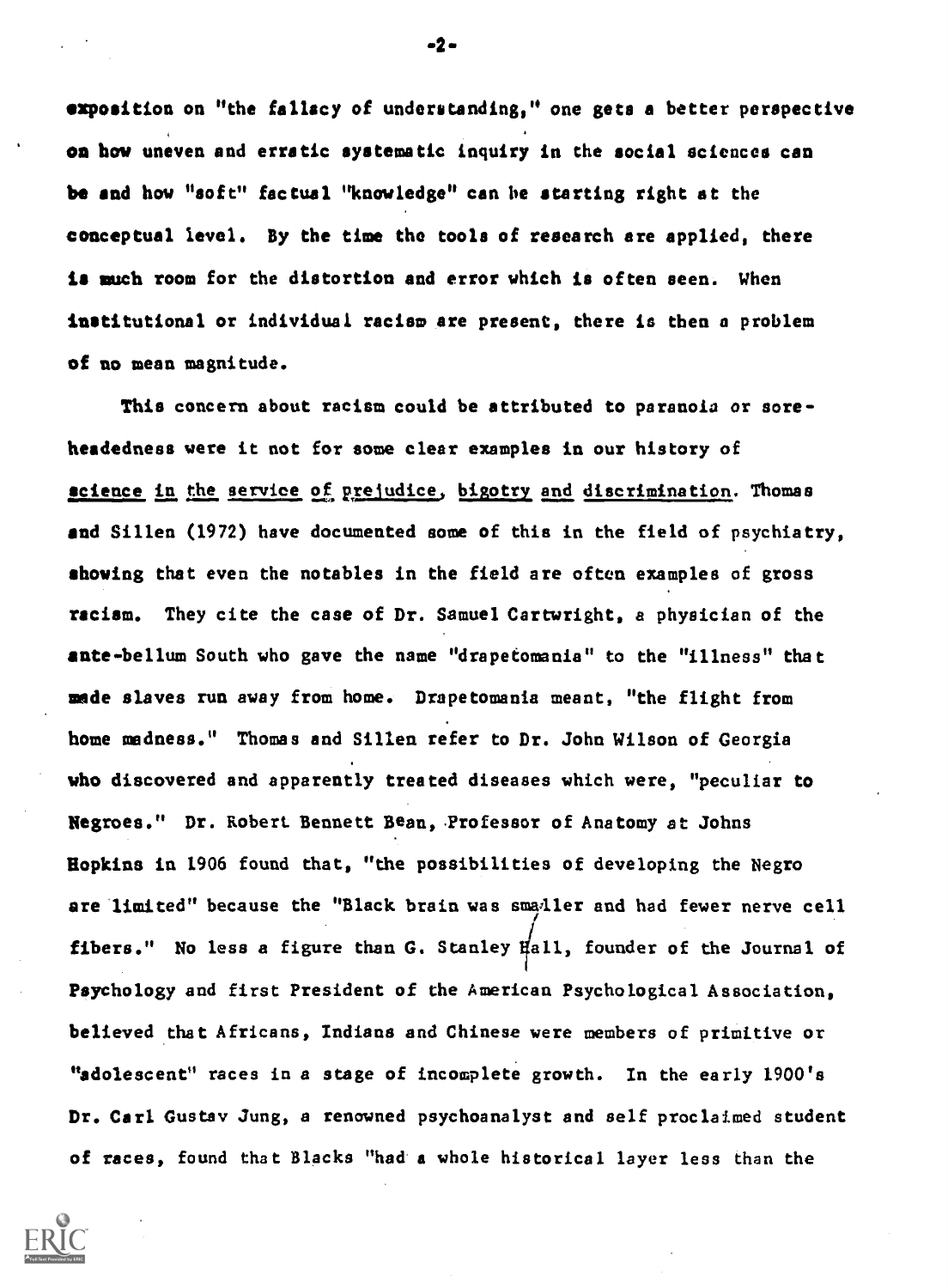exposition on "the fallacy of understanding," one gets a better perspective on how uneven and erratic systematic inquiry in the social sciences can be and how "soft" factual "knowledge" can be starting right at the conceptual level. By the time the tools of research are applied, there is much room for the distortion and error which is often seen. When institutional or individual racism are present, there is then a problem of no mean magnitude.

This concern about racism could be attributed to paranoia or soreheadedness were it not for some clear examples in our history of science in the service of prejudice, bigotry and discrimination. Thomas and Sillen (1972) have documented some of this in the field of psychiatry, showing that even the notables in the field are often examples of gross racism. They cite the case of Dr. Samuel Cartwright, a physician of the ante-bellum South who gave the name "drapetomania" to the "illness" that made slaves run away from home. Drapetomania meant, "the flight from home madness." Thomas and Sillen refer to Dr. John Wilson of Georgia who discovered and apparently treated diseases which were, "peculiar to Negroes." Dr. Robert Bennett Bean, Professor of Anatomy at Johns Hopkins in 1906 found that, "the possibilities of developing the Negro are limited" because the "Black brain was smaller and had fewer nerve cell fibers." No less a figure than G. Stanley Hall, founder of the Journal of Psychology and first President of the American Psychological Association, believed that Africans, Indians and Chinese were members of primitive or "adolescent" races in a stage of incomplete growth. In the early 1900's Dr. Carl Gustav Jung, a renowned psychoanalyst and self proclaimed student of races, found that Blacks "had a whole historical layer less than the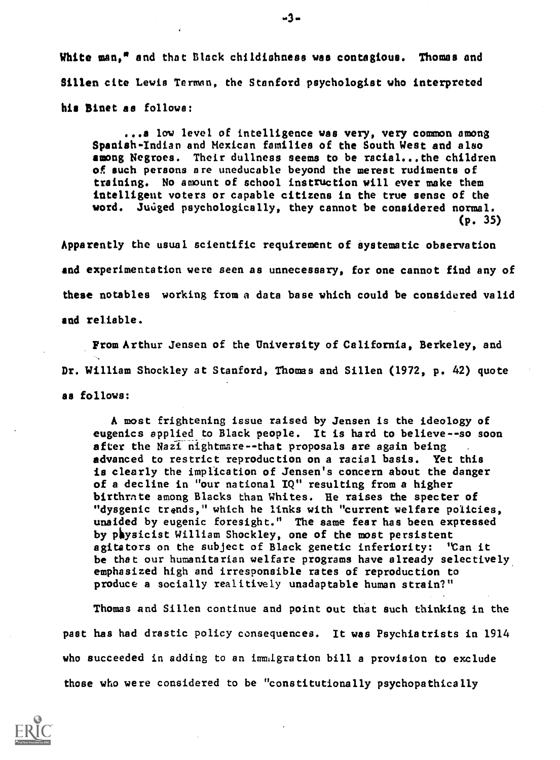White man," and that Black childishness was contagious. Thomas and Sillen cite Lewis Terman, the Stanford psychologist who interpreted his Binet as follows:

> ...a low level of intelligence was very, very common among Spanish-Indian and Mexican families of the South West and also among Negroes. Their dullness seems to be racial...the children of such persons are uneducable beyond the merest rudiments of training. No amount of school instruction will ever make them intelligent voters or capable citizens in the true sense of the word. Judged psychologically, they cannot be considered normal. (p. 35)

Apparently the usual scientific requirement of systematic observation and experimentation were seen as unnecessary, for one cannot find any of these notables working from a data base which could be considered valid and reliable.

From Arthur Jensen of the University of California, Berkeley, and Dr. William Shockley at Stanford, Thomas and Sillen (1972, p. 42) quote as follows:

> A most frightening issue raised by Jensen is the ideology of eugenics applied to Black people. It is hard to believe--so soon after the Nazi nightmare--that proposals are again being advanced to restrict reproduction on a racial basis. Yet this is clearly the implication of Jensen's concern about the danger of a decline in "our national IQ" resulting from a higher birthrate among Blacks than Whites. He raises the specter of "dysgenic trends," which he links with "current welfare policies, unaided by eugenic foresight." The same fear has been expressed by physicist William Shockley, one of the most persistent agitators on the subject of Black genetic inferiority: "Can it be that our humanitarian welfare programs have already selectively emphasized high and irresponsible rates of reproduction to produce a socially realitively unadaptable human strain?"

Thomas and Sillen continue and point out that such thinking in the past has had drastic policy consequences. It was Psychiatrists in 1914 who succeeded in adding to an immigration bill a provision to exclude those who were considered to be "constitutionally psychopathically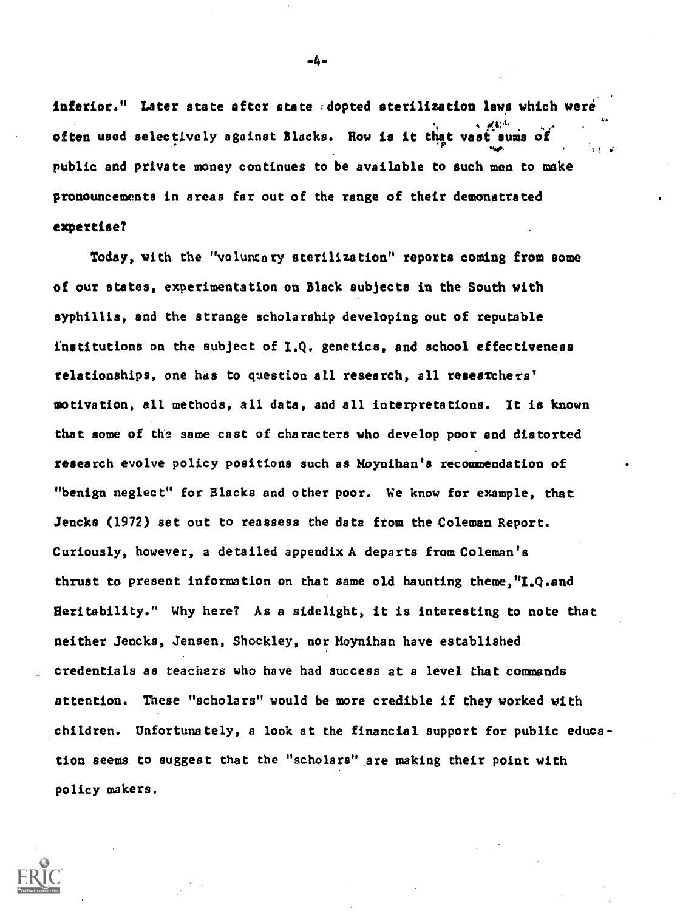inferior." Later state after state adopted sterilization laws which were often used selectively against Blacks. How is it that vast sums of public and private money continues to be available to such men to make pronouncements in areas far out of the range of their demonstrated expertise?

Today, with the "voluntary sterilization" reports coming from some of our states, experimentation on Black subjects in the South with syphillis, and the strange scholarship developing out of reputable institutions on the subject of I.Q. genetics, and school effectiveness relationships, one has to question all research, all researchers' motivation, all methods, all data, and all interpretations. It is known that some of the same cast of characters who develop poor and distorted research evolve policy positions such as Moynihan's recommendation of "benign neglect" for Blacks and other poor. We know for example, that Jencks (1972) set out to reassess the data from the Coleman Report. Curiously, however, a detailed appendix A departs from Coleman's thrust to present information on that same old haunting theme, "I.Q. and Heritability." Why here? As a sidelight, it is interesting to note that neither Jencks, Jensen, Shockley, nor Moynihan have established credentials as teachers who have had success at a level that commands attention. These "scholars" would be more credible if they worked with children. Unfortunately, a look at the financial support for public education seems to suggest that the "scholars" are making their point with policy makers.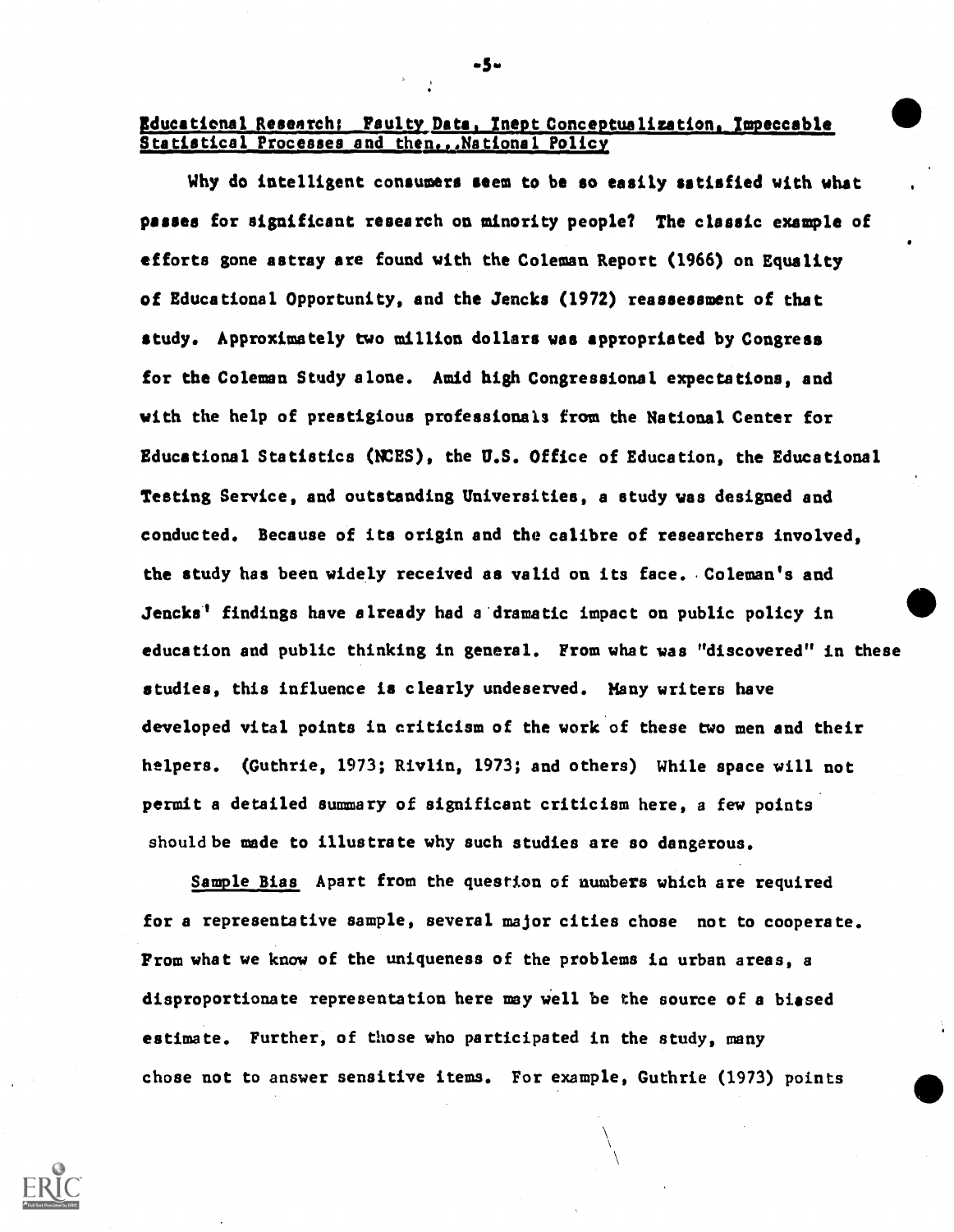## Educational Research: Faulty Data, Inept Conceptualization, Impeccable Statistical Processes and then...National Policy

Why do intelligent consumers seem to be so easily satisfied with what passes for significant research on minority people? The classic example of efforts gone astray are found with the Coleman Report (1966) on Equality of Educational Opportunity, and the Jencks (1972) reassessment of that study. Approximately two million dollars was appropriated by Congress for the Coleman Study alone. Amid high Congressional expectations, and with the help of prestigious professionals from the National Center for Educational Statistics (NCES), the U.S. Office of Education, the Educational Testing Service, and outstanding Universities, a study was designed and conducted. Because of its origin and the calibre of researchers involved, the study has been widely received as valid on its face. Coleman's and Jencks' findings have already had a dramatic impact on public policy in education and public thinking in general. From what was "discovered" in these studies, this influence is clearly undeserved. Many writers have developed vital points in criticism of the work of these two men and their helpers. (Guthrie, 1973; Rivlin, 1973; and others) While space will not permit a detailed summary of significant criticism here, a few points should be made to illustrate why such studies are so dangerous.

Sample Bias Apart from the question of numbers which are required for a representative sample, several major cities chose not to cooperate. From what we know of the uniqueness of the problems in urban areas, a disproportionate representation here may well be the source of a biased estimate. Further, of those who participated in the study, many chose not to answer sensitive items. For example, Guthrie (1973) points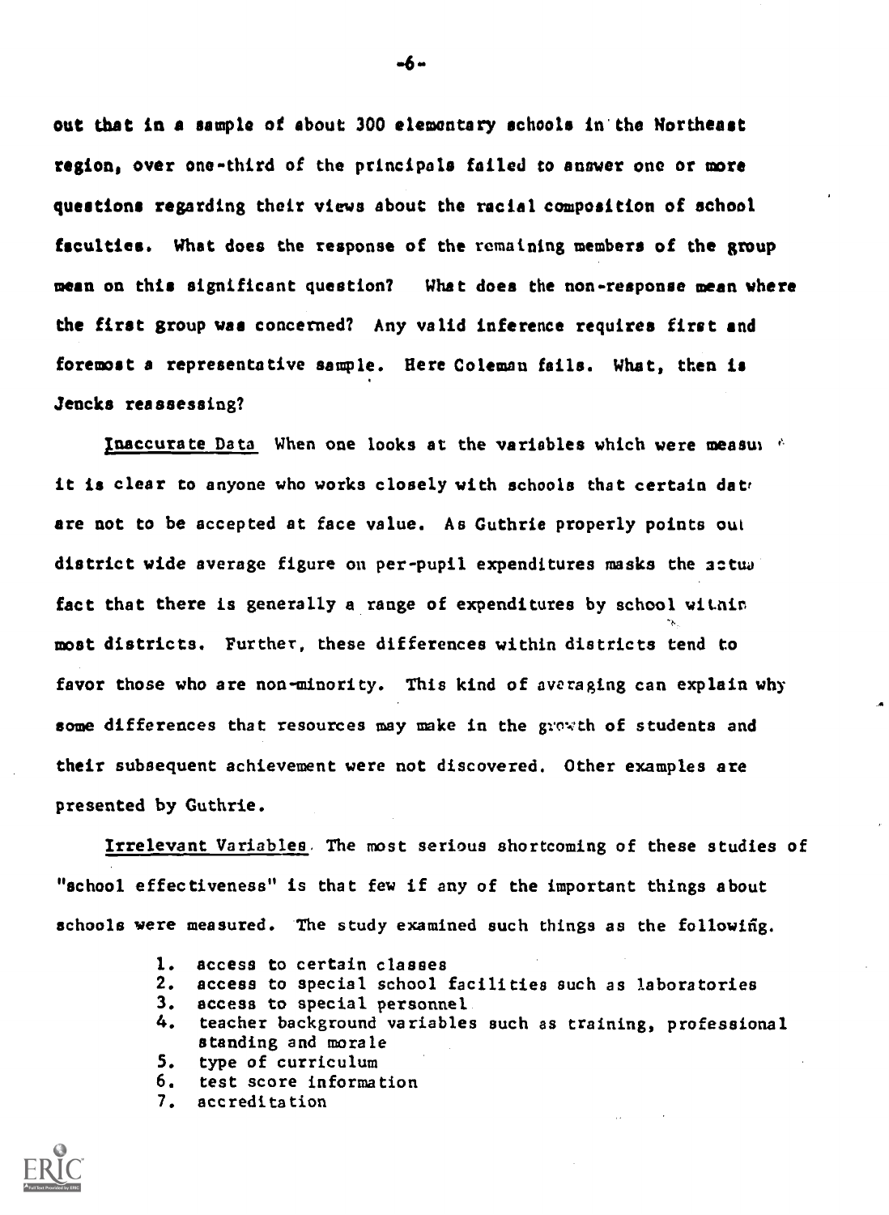out that in a sample of about 300 elementary schools in the Northeast region, over one-third of the principals failed to answer one or more questions regarding their views about the racial composition of school faculties. What does the response of the remaining members of the group mean on this significant question? What does the non-response mean where the first group was concerned? Any valid inference requires first and foremost a representative sample. Here Coleman fails. What, then is Jencks reassessing?

Inaccurate Data When one looks at the variables which were measu it is clear to anyone who works closely with schools that certain dat are not to be accepted at face value. As Guthrie properly points out district wide average figure on per-pupil expenditures masks the actual fact that there is generally a range of expenditures by school within most districts. Further, these differences within districts tend to favor those who are non-minority. This kind of averaging can explain why some differences that resources may make in the growth of students and their subsequent achievement were not discovered. Other examples are presented by Guthrie.

Irrelevant Variables. The most serious shortcoming of these studies of "school effectiveness" is that few if any of the important things about schools were measured. The study examined such things as the following.

1. access to certain classes
2. access to special school facilities such as laboratories
3. access to special personnel
4. teacher background variables such as training, professional standing and morale
5. type of curriculum
6. test score information
7. accreditation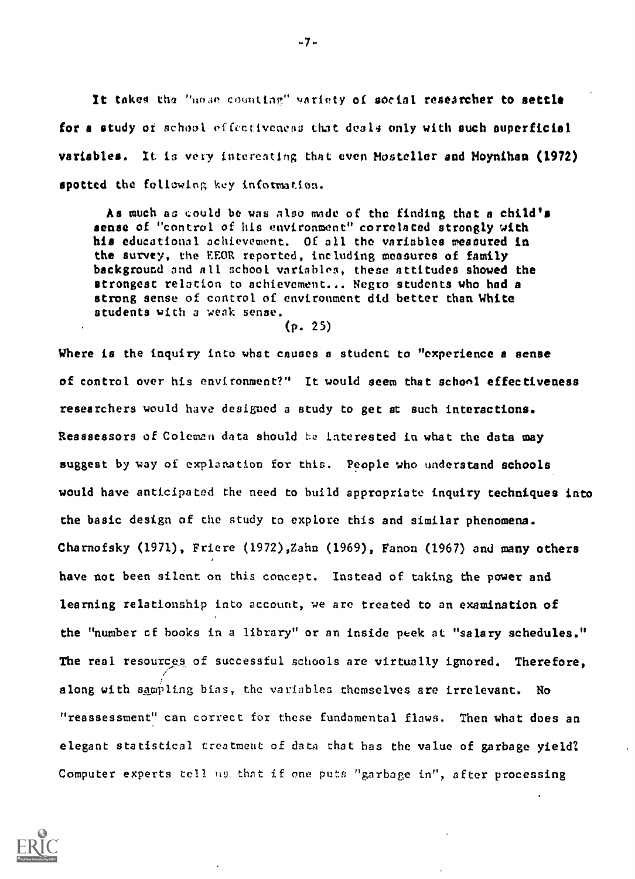It takes the "nose counting" variety of social researcher to settle for a study of school effectiveness that deals only with such superficial variables. It is very interesting that even Mosteller and Moynihan (1972) spotted the following key information.

> As much as could be was also made of the finding that a child's sense of "control of his environment" correlated strongly with his educational achievement. Of all the variables measured in the survey, the EEOR reported, including measures of family background and all school variables, these attitudes showed the strongest relation to achievement... Negro students who had a strong sense of control of environment did better than White students with a weak sense.
>
> (p. 25)

Where is the inquiry into what causes a student to "experience a sense of control over his environment?" It would seem that school effectiveness researchers would have designed a study to get at such interactions. Reassessors of Coleman data should be interested in what the data may suggest by way of explanation for this. People who understand schools would have anticipated the need to build appropriate inquiry techniques into the basic design of the study to explore this and similar phenomena. Charnofsky (1971), Friere (1972), Zahn (1969), Fanon (1967) and many others have not been silent on this concept. Instead of taking the power and learning relationship into account, we are treated to an examination of the "number of books in a library" or an inside peek at "salary schedules." The real resources of successful schools are virtually ignored. Therefore, along with sampling bias, the variables themselves are irrelevant. No "reassessment" can correct for these fundamental flaws. Then what does an elegant statistical treatment of data that has the value of garbage yield? Computer experts tell us that if one puts "garbage in", after processing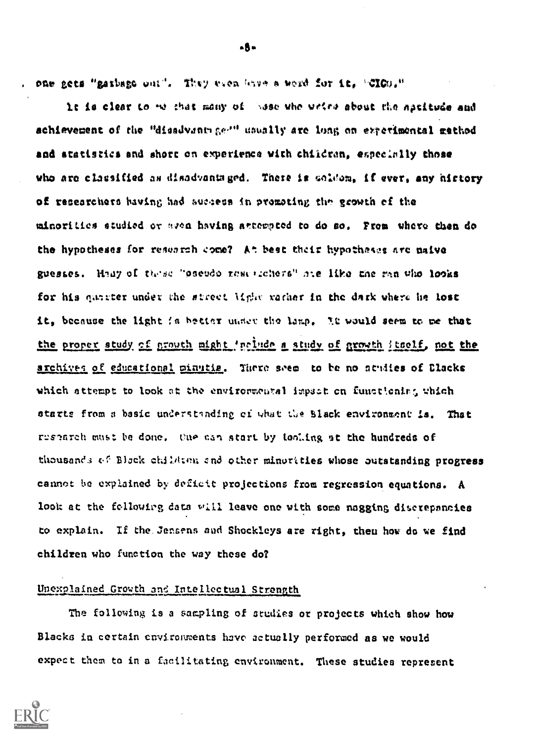one gets "garbage out". They even have a word for it, "GIGO."

It is clear to me that many of those who write about the aptitude and achievement of the "disadvantaged" usually are long on experimental method and statistics and short on experience with children, especially those who are classified as disadvantaged. There is seldom, if ever, any history of researchers having had success in promoting the growth of the minorities studied or even having attempted to do so. From where then do the hypotheses for research come? At best their hypotheses are naive guesses. Many of these "pseudo researchers" are like the man who looks for his quarter under the street light rather in the dark where he lost it, because the light is better under the lamp. It would seem to me that <u>the proper study of growth might include a study of growth itself, not the archives of educational minutia.</u> There seem to be no studies of Blacks which attempt to look at the environmental impact on functioning which starts from a basic understanding of what the Black environment is. That research must be done. One can start by looking at the hundreds of thousands of Black children and other minorities whose outstanding progress cannot be explained by deficit projections from regression equations. A look at the following data will leave one with some nagging discrepancies to explain. If the Jensens and Shockleys are right, then how do we find children who function the way these do?

## Unexplained Growth and Intellectual Strength

The following is a sampling of studies or projects which show how Blacks in certain environments have actually performed as we would expect them to in a facilitating environment. These studies represent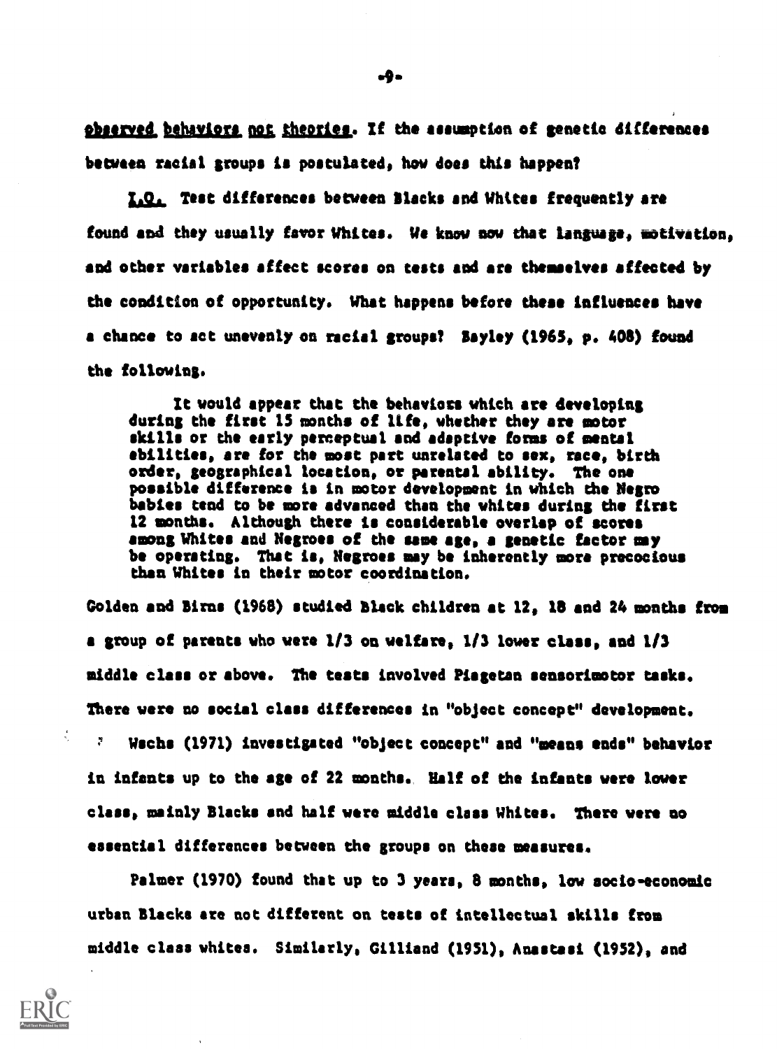observed behaviors not theories. If the assumption of genetic differences between racial groups is postulated, how does this happen?

I.Q. Test differences between Blacks and Whites frequently are found and they usually favor Whites. We know now that language, motivation, and other variables affect scores on tests and are themselves affected by the condition of opportunity. What happens before these influences have a chance to act unevenly on racial groups? Bayley (1965, p. 408) found the following.

> It would appear that the behaviors which are developing during the first 15 months of life, whether they are motor skills or the early perceptual and adaptive forms of mental abilities, are for the most part unrelated to sex, race, birth order, geographical location, or parental ability. The one possible difference is in motor development in which the Negro babies tend to be more advanced than the whites during the first 12 months. Although there is considerable overlap of scores among Whites and Negroes of the same age, a genetic factor may be operating. That is, Negroes may be inherently more precocious than Whites in their motor coordination.

Golden and Birns (1968) studied Black children at 12, 18 and 24 months from a group of parents who were 1/3 on welfare, 1/3 lower class, and 1/3 middle class or above. The tests involved Piagetan sensorimotor tasks. There were no social class differences in "object concept" development.

Wachs (1971) investigated "object concept" and "means ends" behavior in infants up to the age of 22 months. Half of the infants were lower class, mainly Blacks and half were middle class Whites. There were no essential differences between the groups on these measures.

Palmer (1970) found that up to 3 years, 8 months, low socio-economic urban Blacks are not different on tests of intellectual skills from middle class whites. Similarly, Gilliand (1951), Anastasi (1952), and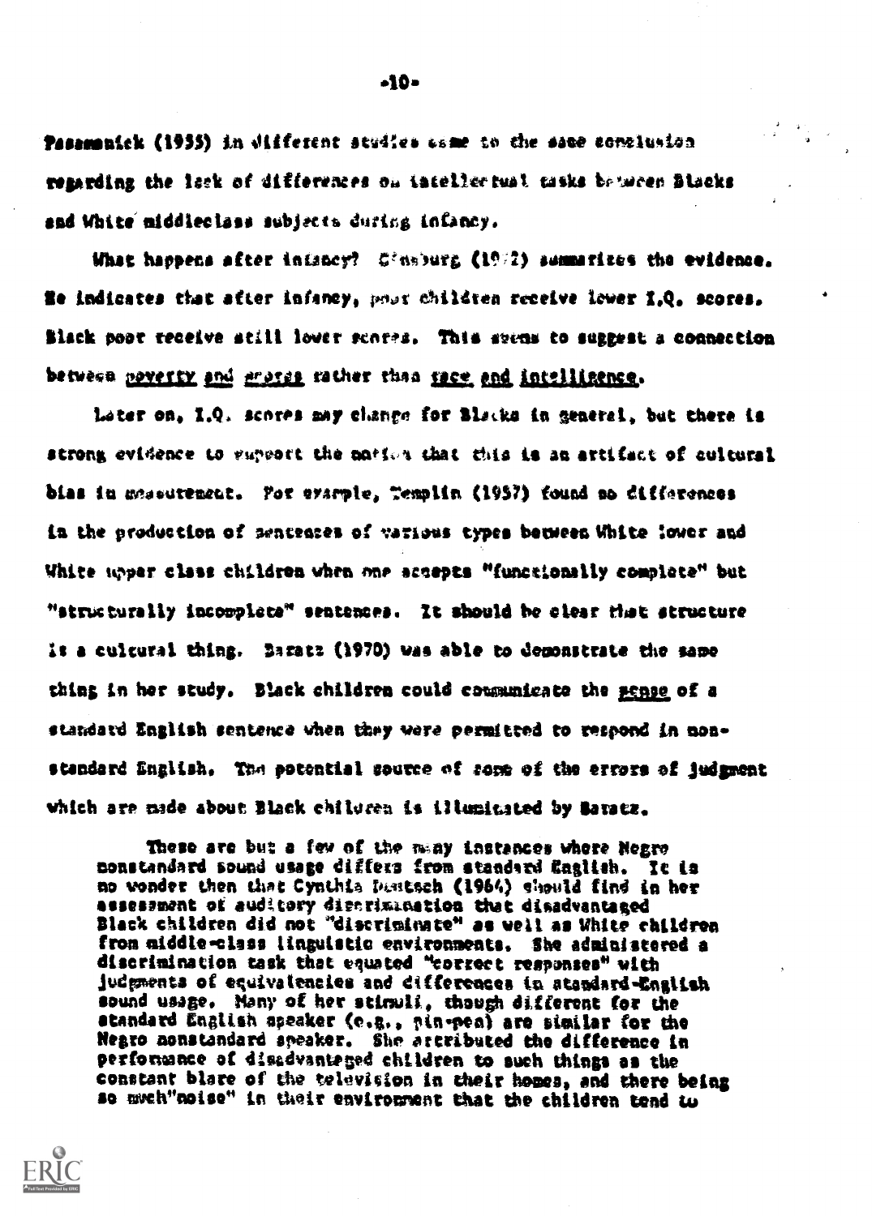Passamanick (1955) in different studies came to the same conclusion regarding the lack of differences on intellectual tasks between Blacks and White middleclass subjects during infancy.

What happens after infancy? Ginsburg (1972) summarizes the evidence. He indicates that after infancy, poor children receive lower I.Q. scores. Black poor receive still lower scores. This seems to suggest a connection between _poverty_ and _scores_ rather than _race_ and _intelligence_.

Later on, I.Q. scores may change for Blacks in general, but there is strong evidence to support the notion that this is an artifact of cultural bias in measurement. For example, Templin (1957) found no differences in the production of sentences of various types between White lower and White upper class children when one accepts "functionally complete" but "structurally incomplete" sentences. It should be clear that structure is a cultural thing. Baratz (1970) was able to demonstrate the same thing in her study. Black children could communicate the _sense_ of a standard English sentence when they were permitted to respond in non-standard English. The potential source of some of the errors of judgment which are made about Black children is illuminated by Baratz.

> These are but a few of the many instances where Negro nonstandard sound usage differs from standard English. It is no wonder then that Cynthia Deutsch (1964) should find in her assessment of auditory discrimination that disadvantaged Black children did not "discriminate" as well as White children from middle-class linguistic environments. She administered a discrimination task that equated "correct responses" with judgments of equivalencies and differences in standard-English sound usage. Many of her stimuli, though different for the standard English speaker (e.g., pin-pen) are similar for the Negro nonstandard speaker. She attributed the difference in performance of disadvantaged children to such things as the constant blare of the television in their homes, and there being so much "noise" in their environment that the children tend to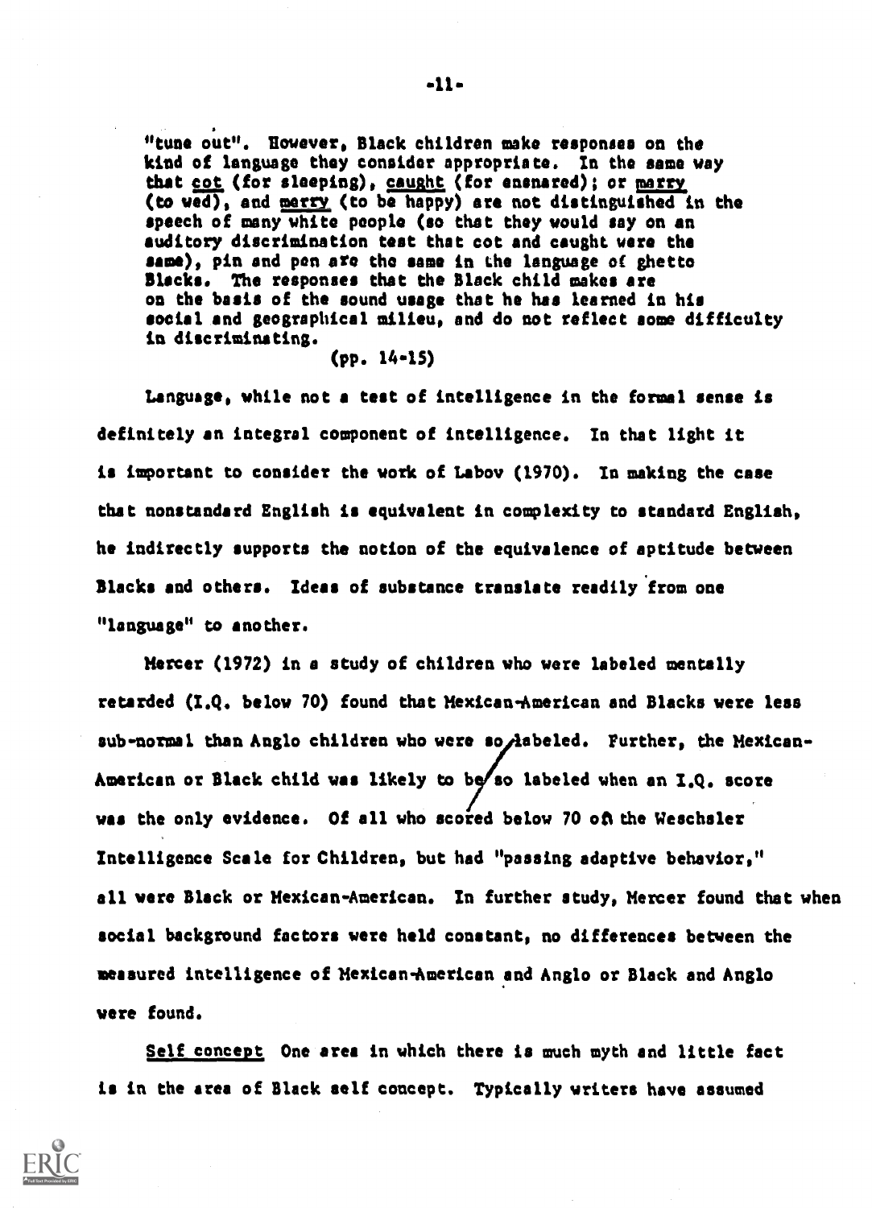"tune out". However, Black children make responses on the kind of language they consider appropriate. In the same way that cot (for sleeping), caught (for ensnared); or marry (to wed), and merry (to be happy) are not distinguished in the speech of many white people (so that they would say on an auditory discrimination test that cot and caught were the same), pin and pen are the same in the language of ghetto Blacks. The responses that the Black child makes are on the basis of the sound usage that he has learned in his social and geographical milieu, and do not reflect some difficulty in discriminating.

(pp. 14-15)

Language, while not a test of intelligence in the formal sense is definitely an integral component of intelligence. In that light it is important to consider the work of Labov (1970). In making the case that nonstandard English is equivalent in complexity to standard English, he indirectly supports the notion of the equivalence of aptitude between Blacks and others. Ideas of substance translate readily from one "language" to another.

Mercer (1972) in a study of children who were labeled mentally retarded (I.Q. below 70) found that Mexican-American and Blacks were less sub-normal than Anglo children who were so labeled. Further, the Mexican-American or Black child was likely to be so labeled when an I.Q. score was the only evidence. Of all who scored below 70 on the Weschsler Intelligence Scale for Children, but had "passing adaptive behavior," all were Black or Mexican-American. In further study, Mercer found that when social background factors were held constant, no differences between the measured intelligence of Mexican-American and Anglo or Black and Anglo were found.

Self concept One area in which there is much myth and little fact is in the area of Black self concept. Typically writers have assumed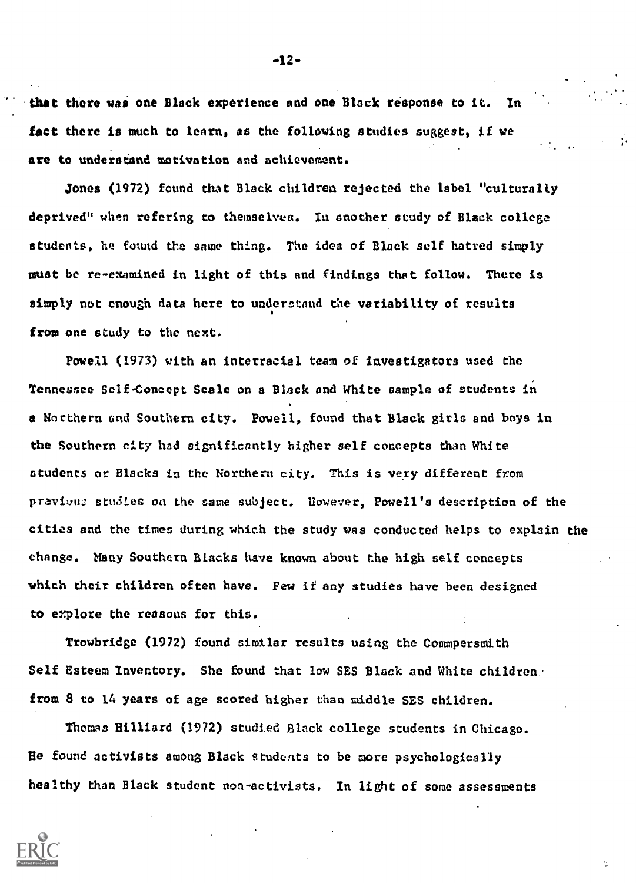that there was one Black experience and one Black response to it. In fact there is much to learn, as the following studies suggest, if we are to understand motivation and achievement.

Jones (1972) found that Black children rejected the label "culturally deprived" when refering to themselves. In another study of Black college students, he found the same thing. The idea of Black self hatred simply must be re-examined in light of this and findings that follow. There is simply not enough data here to understand the variability of results from one study to the next.

Powell (1973) with an interracial team of investigators used the Tennessee Self-Concept Scale on a Black and White sample of students in a Northern and Southern city. Powell, found that Black girls and boys in the Southern city had significantly higher self concepts than White students or Blacks in the Northern city. This is very different from previous studies on the same subject. However, Powell's description of the cities and the times during which the study was conducted helps to explain the change. Many Southern Blacks have known about the high self concepts which their children often have. Few if any studies have been designed to explore the reasons for this.

Trowbridge (1972) found similar results using the Commpersmith Self Esteem Inventory. She found that low SES Black and White children from 8 to 14 years of age scored higher than middle SES children.

Thomas Hilliard (1972) studied Black college students in Chicago. He found activists among Black students to be more psychologically healthy than Black student non-activists. In light of some assessments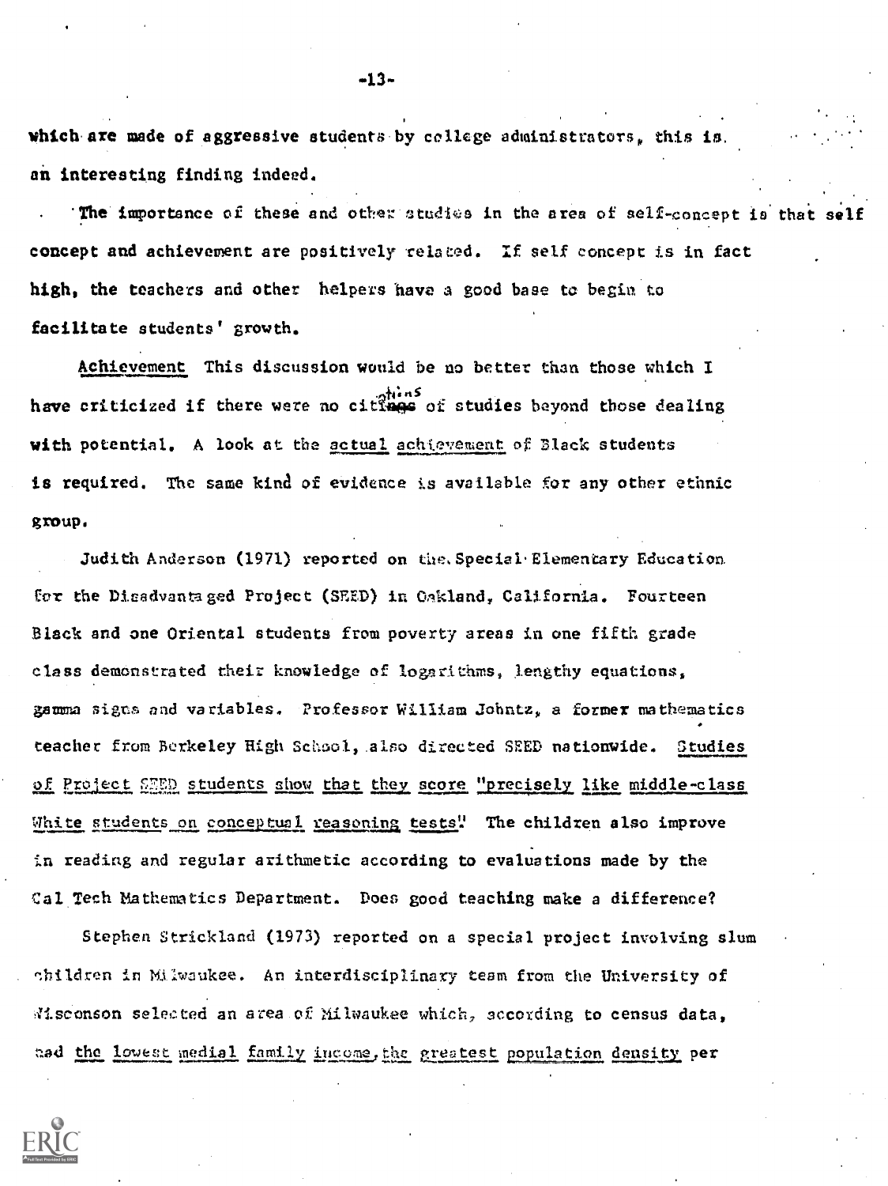which are made of aggressive students by college administrators, this is an interesting finding indeed.

The importance of these and other studies in the area of self-concept is that self concept and achievement are positively related. If self concept is in fact high, the teachers and other helpers have a good base to begin to facilitate students' growth.

Achievement This discussion would be no better than those which I have criticized if there were no citations of studies beyond those dealing with potential. A look at the actual achievement of Black students is required. The same kind of evidence is available for any other ethnic group.

Judith Anderson (1971) reported on the Special Elementary Education for the Disadvantaged Project (SEED) in Oakland, California. Fourteen Black and one Oriental students from poverty areas in one fifth grade class demonstrated their knowledge of logarithms, lengthy equations, gamma signs and variables. Professor William Johntz, a former mathematics teacher from Berkeley High School, also directed SEED nationwide. Studies of Project SEED students show that they score "precisely like middle-class White students on conceptual reasoning tests." The children also improve in reading and regular arithmetic according to evaluations made by the Cal Tech Mathematics Department. Does good teaching make a difference?

Stephen Strickland (1973) reported on a special project involving slum children in Milwaukee. An interdisciplinary team from the University of Wisconson selected an area of Milwaukee which, according to census data, had the lowest medial family income, the greatest population density per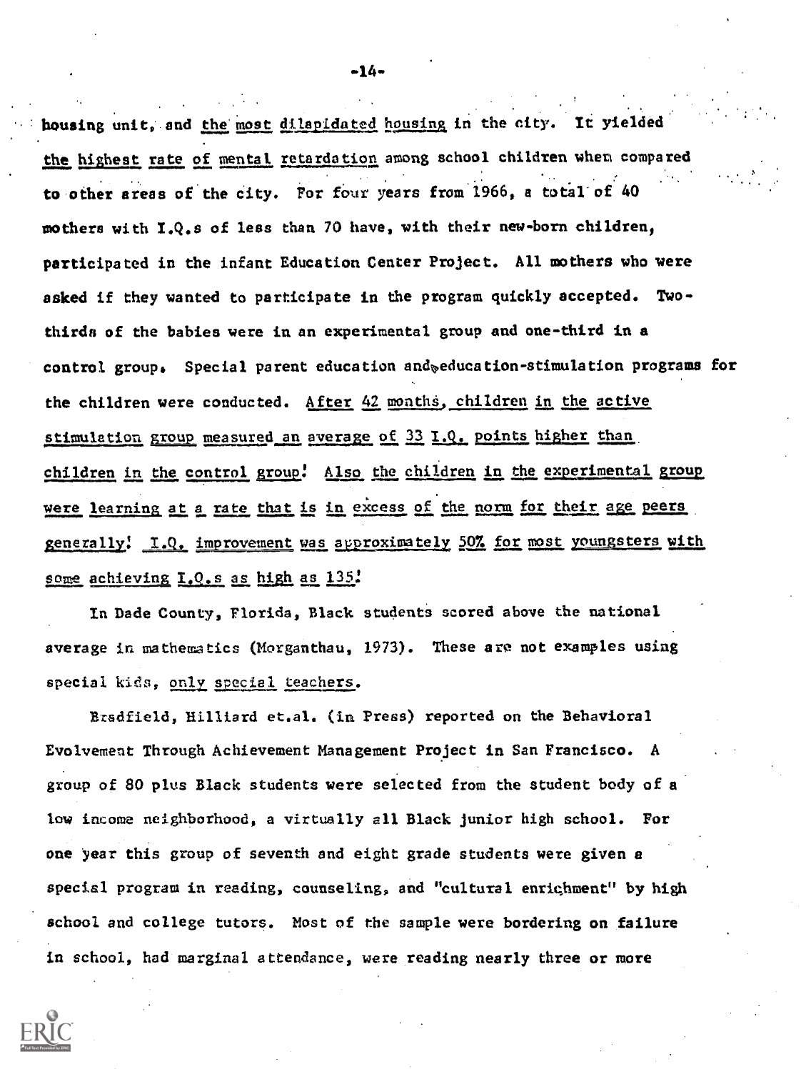housing unit, and the most dilapidated housing in the city. It yielded the highest rate of mental retardation among school children when compared to other areas of the city. For four years from 1966, a total of 40 mothers with I.Q.s of less than 70 have, with their new-born children, participated in the infant Education Center Project. All mothers who were asked if they wanted to participate in the program quickly accepted. Two-thirds of the babies were in an experimental group and one-third in a control group. Special parent education and education-stimulation programs for the children were conducted. After 42 months, children in the active stimulation group measured an average of 33 I.Q. points higher than children in the control group! Also the children in the experimental group were learning at a rate that is in excess of the norm for their age peers generally! I.Q. improvement was approximately 50% for most youngsters with some achieving I.Q.s as high as 135!

In Dade County, Florida, Black students scored above the national average in mathematics (Morganthau, 1973). These are not examples using special kids, only special teachers.

Bradfield, Hilliard et.al. (in Press) reported on the Behavioral Evolvement Through Achievement Management Project in San Francisco. A group of 80 plus Black students were selected from the student body of a low income neighborhood, a virtually all Black junior high school. For one year this group of seventh and eight grade students were given a special program in reading, counseling, and "cultural enrichment" by high school and college tutors. Most of the sample were bordering on failure in school, had marginal attendance, were reading nearly three or more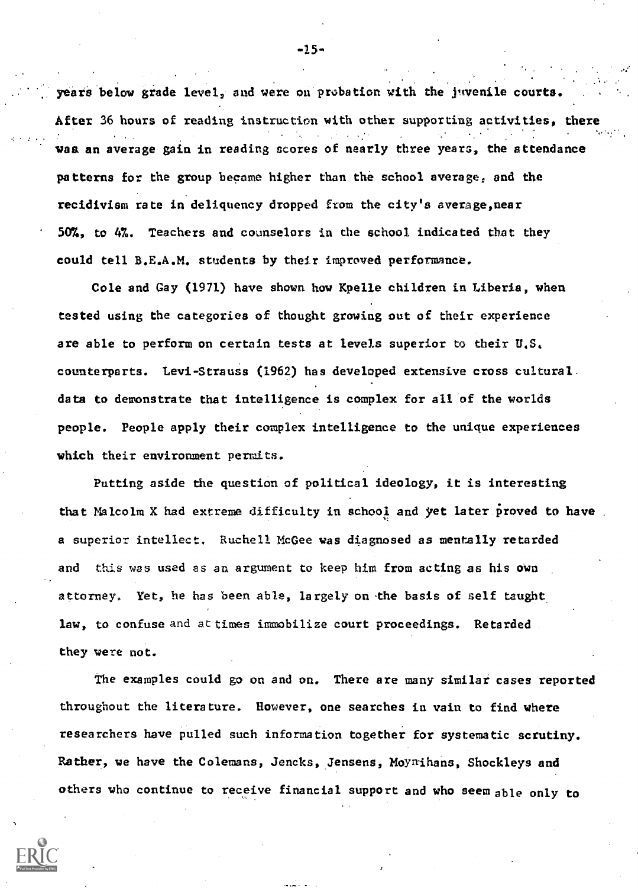years below grade level, and were on probation with the juvenile courts. After 36 hours of reading instruction with other supporting activities, there was an average gain in reading scores of nearly three years, the attendance patterns for the group became higher than the school average, and the recidivism rate in deliquency dropped from the city's average,near 50%, to 4%. Teachers and counselors in the school indicated that they could tell B.E.A.M. students by their improved performance.

Cole and Gay (1971) have shown how Kpelle children in Liberia, when tested using the categories of thought growing out of their experience are able to perform on certain tests at levels superior to their U.S. counterparts. Levi-Strauss (1962) has developed extensive cross cultural data to demonstrate that intelligence is complex for all of the worlds people. People apply their complex intelligence to the unique experiences which their environment permits.

Putting aside the question of political ideology, it is interesting that Malcolm X had extreme difficulty in school and yet later proved to have a superior intellect. Ruchell McGee was diagnosed as mentally retarded and this was used as an argument to keep him from acting as his own attorney. Yet, he has been able, largely on the basis of self taught law, to confuse and at times immobilize court proceedings. Retarded they were not.

The examples could go on and on. There are many similar cases reported throughout the literature. However, one searches in vain to find where researchers have pulled such information together for systematic scrutiny. Rather, we have the Colemans, Jencks, Jensens, Moynihans, Shockleys and others who continue to receive financial support and who seem able only to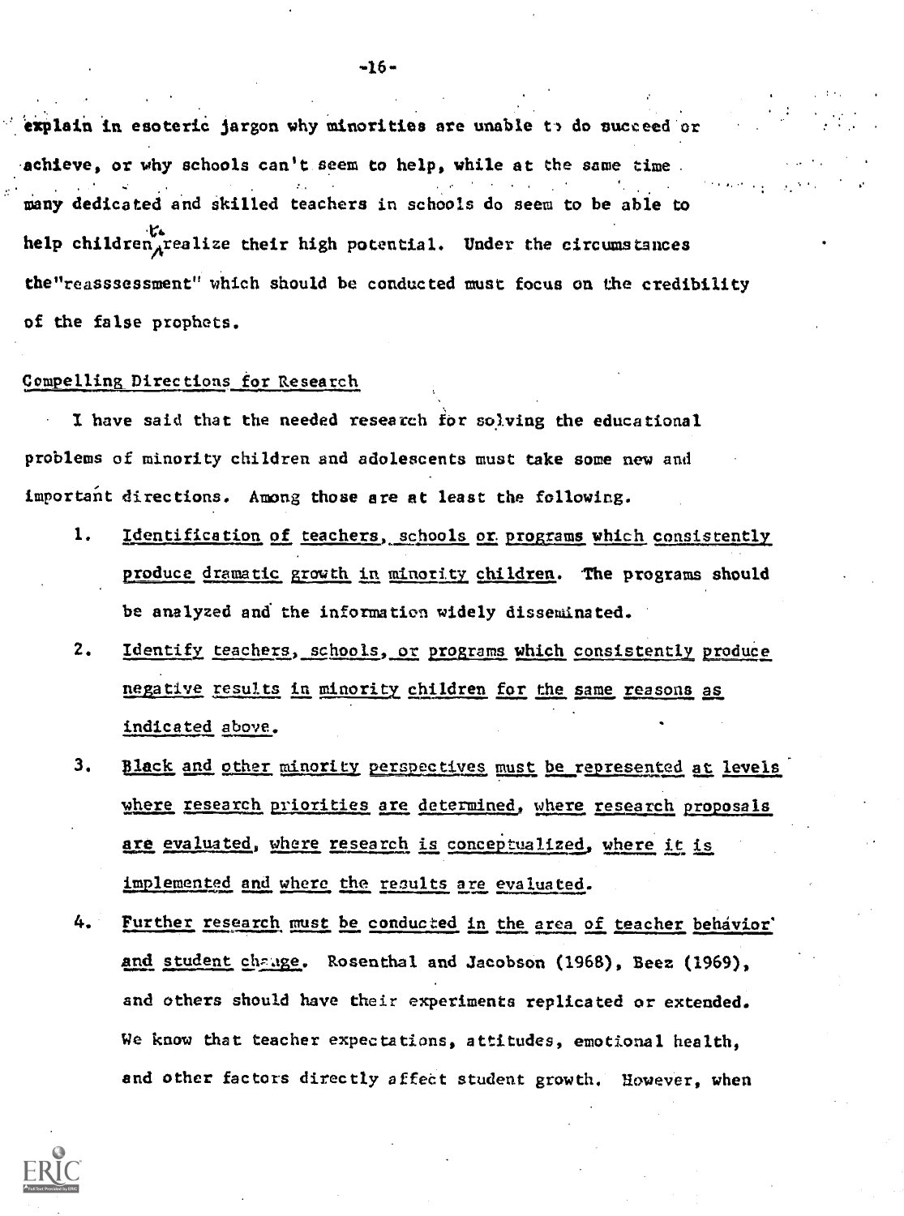explain in esoteric jargon why minorities are unable to do succeed or achieve, or why schools can't seem to help, while at the same time many dedicated and skilled teachers in schools do seem to be able to help children to realize their high potential. Under the circumstances the "reasssessment" which should be conducted must focus on the credibility of the false prophets.

## Compelling Directions for Research

I have said that the needed research for solving the educational problems of minority children and adolescents must take some new and important directions. Among those are at least the following.

1. Identification of teachers, schools or programs which consistently produce dramatic growth in minority children. The programs should be analyzed and the information widely disseminated.
2. Identify teachers, schools, or programs which consistently produce negative results in minority children for the same reasons as indicated above.
3. Black and other minority perspectives must be represented at levels where research priorities are determined, where research proposals are evaluated, where research is conceptualized, where it is implemented and where the results are evaluated.
4. Further research must be conducted in the area of teacher behavior and student change. Rosenthal and Jacobson (1968), Beez (1969), and others should have their experiments replicated or extended. We know that teacher expectations, attitudes, emotional health, and other factors directly affect student growth. However, when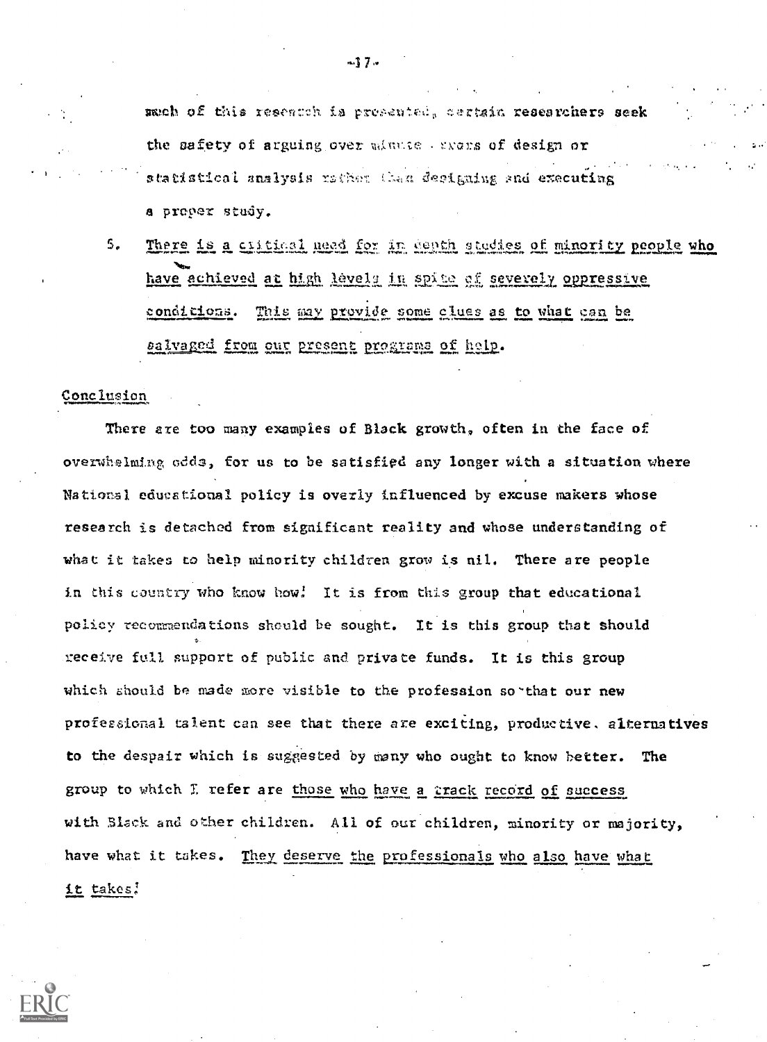much of this research is presented, certain researchers seek the safety of arguing over minute errors of design or statistical analysis rather than designing and executing a proper study.

5. <u>There is a critical need for in depth studies of minority people who have achieved at high levels in spite of severely oppressive conditions. This may provide some clues as to what can be salvaged from our present programs of help.</u>

## Conclusion

There are too many examples of Black growth, often in the face of overwhelming odds, for us to be satisfied any longer with a situation where National educational policy is overly influenced by excuse makers whose research is detached from significant reality and whose understanding of what it takes to help minority children grow is nil. There are people in this country who know how! It is from this group that educational policy recommendations should be sought. It is this group that should receive full support of public and private funds. It is this group which should be made more visible to the profession so that our new professional talent can see that there are exciting, productive, alternatives to the despair which is suggested by many who ought to know better. The group to which I refer are <u>those who have a track record of success</u> with Black and other children. All of our children, minority or majority, have what it takes. <u>They deserve the professionals who also have what it takes!</u>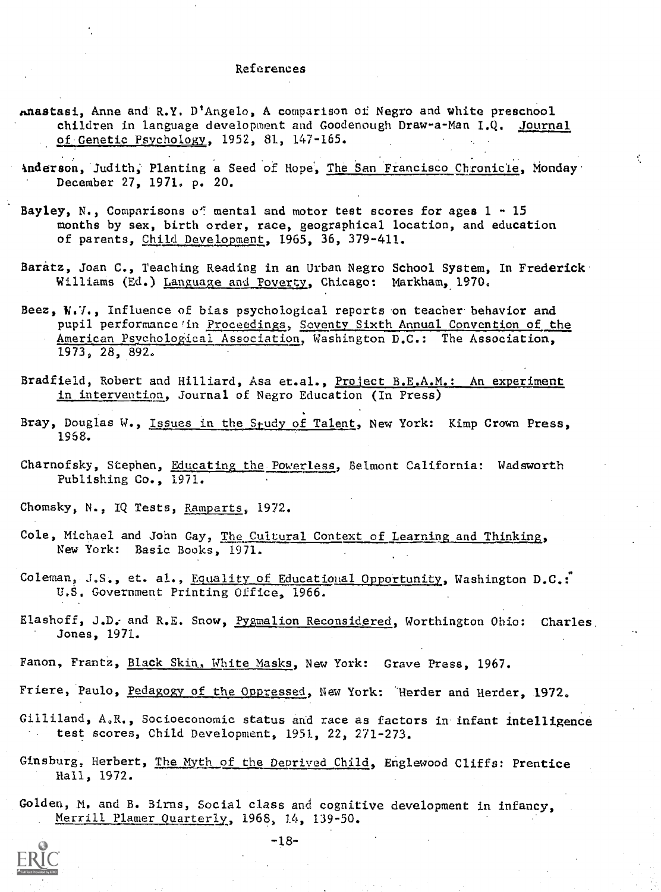# References

Anastasi, Anne and R.Y. D'Angelo, A comparison of Negro and white preschool children in language development and Goodenough Draw-a-Man I.Q. Journal of Genetic Psychology, 1952, 81, 147-165.

Anderson, Judith, Planting a Seed of Hope, The San Francisco Chronicle, Monday December 27, 1971. p. 20.

Bayley, N., Comparisons of mental and motor test scores for ages 1 - 15 months by sex, birth order, race, geographical location, and education of parents, Child Development, 1965, 36, 379-411.

Baratz, Joan C., Teaching Reading in an Urban Negro School System, In Frederick Williams (Ed.) Language and Poverty, Chicago: Markham, 1970.

Beez, W.V., Influence of bias psychological reports on teacher behavior and pupil performance in Proceedings, Seventy Sixth Annual Convention of the American Psychological Association, Washington D.C.: The Association, 1973, 28, 892.

Bradfield, Robert and Hilliard, Asa et.al., Project B.E.A.M.: An experiment in intervention, Journal of Negro Education (In Press)

Bray, Douglas W., Issues in the Study of Talent, New York: Kimp Crown Press, 1968.

Charnofsky, Stephen, Educating the Powerless, Belmont California: Wadsworth Publishing Co., 1971.

Chomsky, N., IQ Tests, Ramparts, 1972.

Cole, Michael and John Gay, The Cultural Context of Learning and Thinking, New York: Basic Books, 1971.

Coleman, J.S., et. al., Equality of Educational Opportunity, Washington D.C.: U.S. Government Printing Office, 1966.

Elashoff, J.D. and R.E. Snow, Pygmalion Reconsidered, Worthington Ohio: Charles Jones, 1971.

Fanon, Frantz, Black Skin, White Masks, New York: Grave Press, 1967.

Friere, Paulo, Pedagogy of the Oppressed, New York: Herder and Herder, 1972.

Gilliland, A.R., Socioeconomic status and race as factors in infant intelligence test scores, Child Development, 1951, 22, 271-273.

Ginsburg, Herbert, The Myth of the Deprived Child, Englewood Cliffs: Prentice Hall, 1972.

Golden, M. and B. Birns, Social class and cognitive development in infancy, Merrill Plamer Quarterly, 1968, 14, 139-50.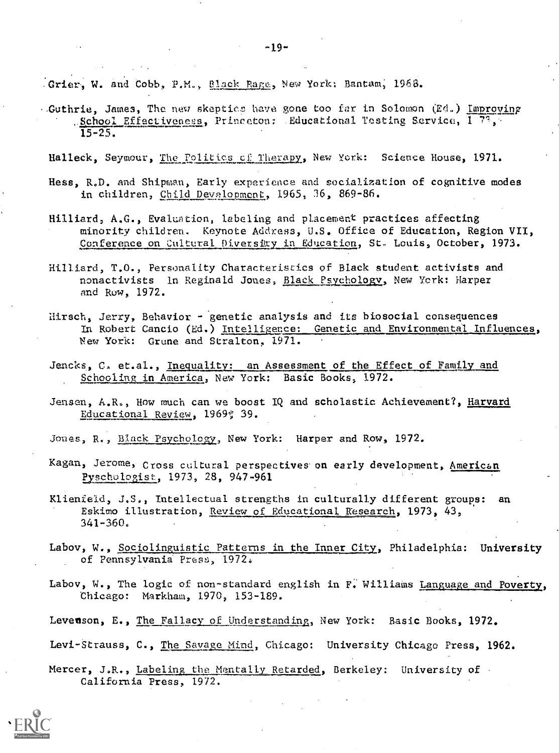Grier, W. and Cobb, P.M., Black Rage, New York: Bantam, 1968.

Guthrie, James, The new skeptics have gone too far in Solomon (Ed.) Improving School Effectiveness, Princeton: Educational Testing Service, 1 7?, 15-25.

Halleck, Seymour, The Politics of Therapy, New York: Science House, 1971.

Hess, R.D. and Shipman, Early experience and socialization of cognitive modes in children, Child Development, 1965, 36, 869-86.

Hilliard, A.G., Evaluation, labeling and placement practices affecting minority children. Keynote Address, U.S. Office of Education, Region VII, Conference on Cultural Diversity in Education, St. Louis, October, 1973.

Hilliard, T.O., Personality Characteristics of Black student activists and nonactivists In Reginald Jones, Black Psychology, New York: Harper and Row, 1972.

Hirsch, Jerry, Behavior - genetic analysis and its biosocial consequences In Robert Cancio (Ed.) Intelligence: Genetic and Environmental Influences, New York: Grune and Stralton, 1971.

Jencks, C. et.al., Inequality: an Assessment of the Effect of Family and Schooling in America, New York: Basic Books, 1972.

Jensen, A.R., How much can we boost IQ and scholastic Achievement?, Harvard Educational Review, 1969, 39.

Jones, R., Black Psychology, New York: Harper and Row, 1972.

Kagan, Jerome, Cross cultural perspectives on early development, American Pyschologist, 1973, 28, 947-961

Klienfeld, J.S., Intellectual strengths in culturally different groups: an Eskimo illustration, Review of Educational Research, 1973, 43, 341-360.

Labov, W., Sociolinguistic Patterns in the Inner City, Philadelphia: University of Pennsylvania Press, 1972.

Labov, W., The logic of non-standard english in F. Williams Language and Poverty, Chicago: Markham, 1970, 153-189.

Levenson, E., The Fallacy of Understanding, New York: Basic Books, 1972.

Levi-Strauss, C., The Savage Mind, Chicago: University Chicago Press, 1962.

Mercer, J.R., Labeling the Mentally Retarded, Berkeley: University of California Press, 1972.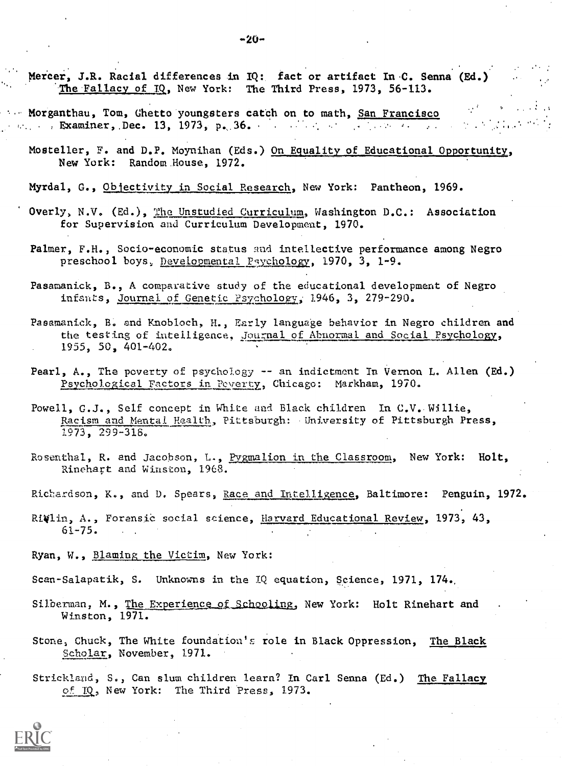Mercer, J.R. Racial differences in IQ: fact or artifact In C. Senna (Ed.) The Fallacy of IQ, New York: The Third Press, 1973, 56-113.

Morganthau, Tom, Ghetto youngsters catch on to math, San Francisco Examiner, Dec. 13, 1973, p. 36.

Mosteller, F. and D.P. Moynihan (Eds.) On Equality of Educational Opportunity, New York: Random House, 1972.

Myrdal, G., Objectivity in Social Research, New York: Pantheon, 1969.

Overly, N.V. (Ed.), The Unstudied Curriculum, Washington D.C.: Association for Supervision and Curriculum Development, 1970.

Palmer, F.H., Socio-economic status and intellective performance among Negro preschool boys, Developmental Psychology, 1970, 3, 1-9.

Pasamanick, B., A comparative study of the educational development of Negro infants, Journal of Genetic Psychology, 1946, 3, 279-290.

Pasamanick, B. and Knobloch, H., Early language behavior in Negro children and the testing of intelligence, Journal of Abnormal and Social Psychology, 1955, 50, 401-402.

Pearl, A., The poverty of psychology -- an indictment In Vernon L. Allen (Ed.) Psychological Factors in Poverty, Chicago: Markham, 1970.

Powell, G.J., Self concept in White and Black children In C.V. Willie, Racism and Mental Health, Pittsburgh: University of Pittsburgh Press, 1973, 299-318.

Rosenthal, R. and Jacobson, L., Pygmalion in the Classroom, New York: Holt, Rinehart and Winston, 1968.

Richardson, K., and D. Spears, Race and Intelligence, Baltimore: Penguin, 1972.

Rivlin, A., Forensic social science, Harvard Educational Review, 1973, 43, 61-75.

Ryan, W., Blaming the Victim, New York:

Scan-Salapatik, S. Unknowns in the IQ equation, Science, 1971, 174.

Silberman, M., The Experience of Schooling, New York: Holt Rinehart and Winston, 1971.

Stone, Chuck, The White foundation's role in Black Oppression, The Black Scholar, November, 1971.

Strickland, S., Can slum children learn? In Carl Senna (Ed.) The Fallacy of IQ, New York: The Third Press, 1973.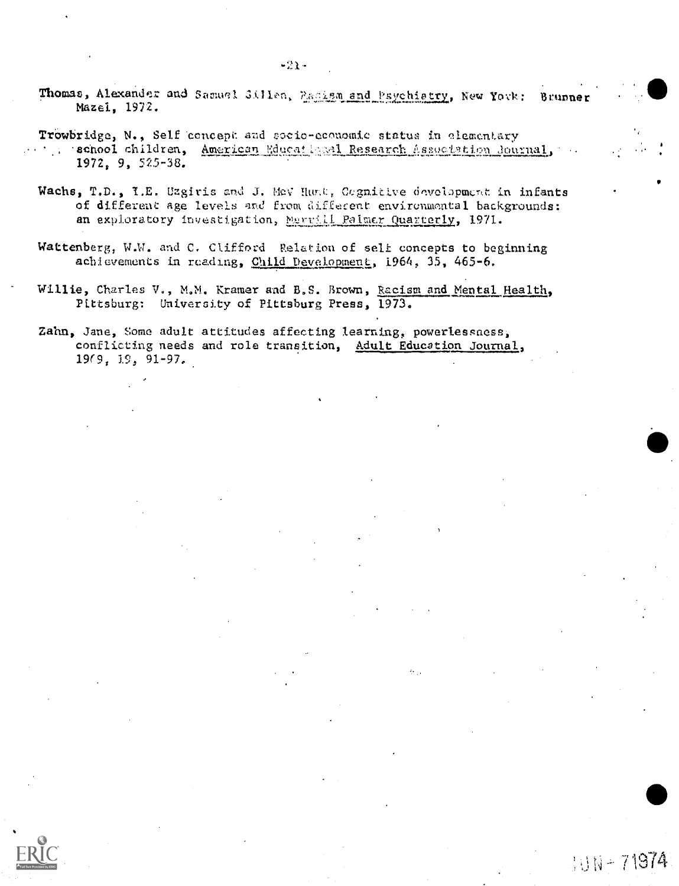Thomas, Alexander and Samuel Sillen, Racism and Psychiatry, New York: Brunner Mazel, 1972.

Trowbridge, N., Self concept and socio-economic status in elementary school children, American Educational Research Association Journal, 1972, 9, 525-38.

Wachs, T.D., I.E. Uzgiris and J. McV Hunt, Cognitive development in infants of different age levels and from different environmental backgrounds: an exploratory investigation, Merrill Palmer Quarterly, 1971.

Wattenberg, W.W. and C. Clifford Relation of self concepts to beginning achievements in reading, Child Development, 1964, 35, 465-6.

Willie, Charles V., M.M. Kramer and B.S. Brown, Racism and Mental Health, Pittsburg: University of Pittsburg Press, 1973.

Zahn, Jane, Some adult attitudes affecting learning, powerlessness, conflicting needs and role transition, Adult Education Journal, 1969, 19, 91-97.